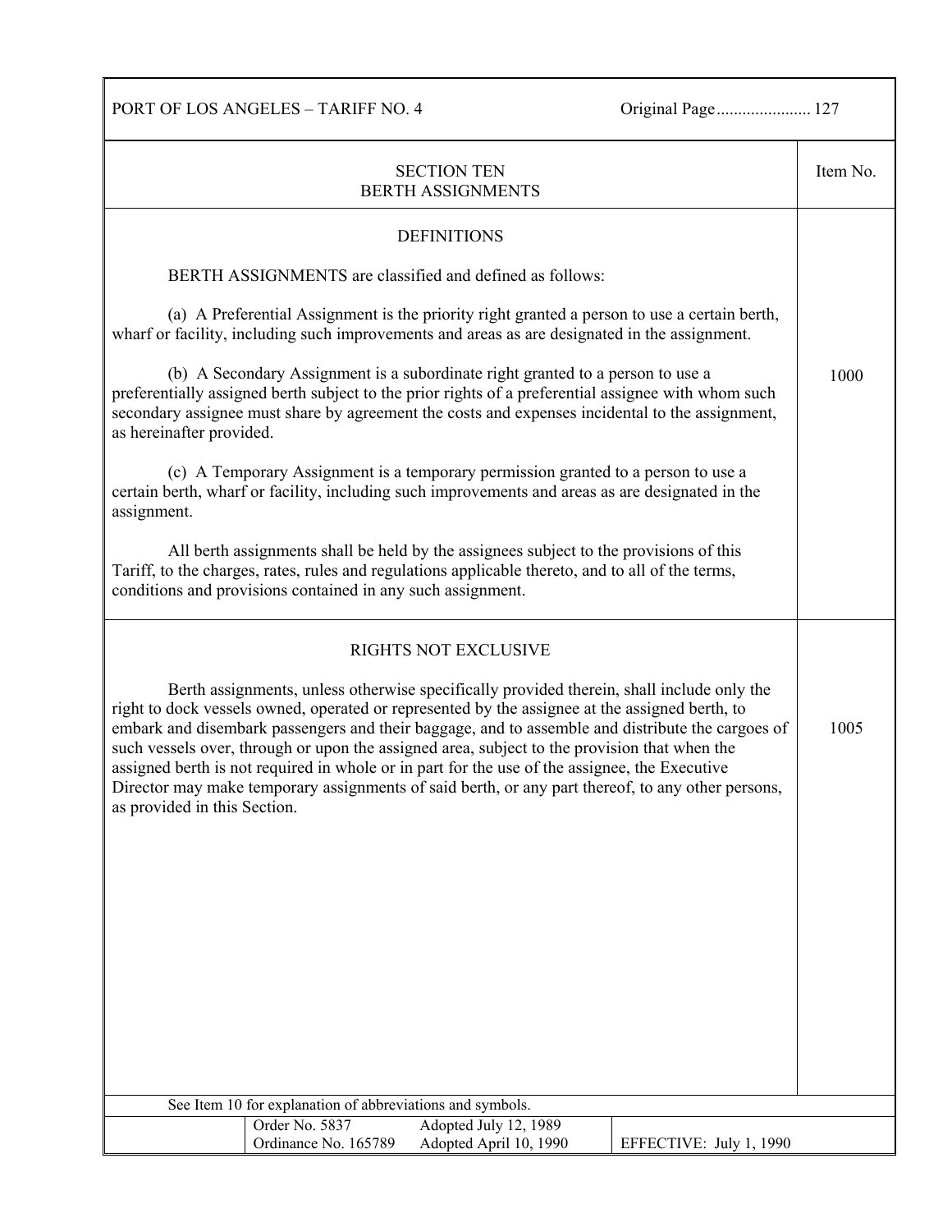## SECTION TEN
## BERTH ASSIGNMENTS

### DEFINITIONS

**Item No. 1000**

BERTH ASSIGNMENTS are classified and defined as follows:

(a) A Preferential Assignment is the priority right granted a person to use a certain berth, wharf or facility, including such improvements and areas as are designated in the assignment.

(b) A Secondary Assignment is a subordinate right granted to a person to use a preferentially assigned berth subject to the prior rights of a preferential assignee with whom such secondary assignee must share by agreement the costs and expenses incidental to the assignment, as hereinafter provided.

(c) A Temporary Assignment is a temporary permission granted to a person to use a certain berth, wharf or facility, including such improvements and areas as are designated in the assignment.

All berth assignments shall be held by the assignees subject to the provisions of this Tariff, to the charges, rates, rules and regulations applicable thereto, and to all of the terms, conditions and provisions contained in any such assignment.

### RIGHTS NOT EXCLUSIVE

**Item No. 1005**

Berth assignments, unless otherwise specifically provided therein, shall include only the right to dock vessels owned, operated or represented by the assignee at the assigned berth, to embark and disembark passengers and their baggage, and to assemble and distribute the cargoes of such vessels over, through or upon the assigned area, subject to the provision that when the assigned berth is not required in whole or in part for the use of the assignee, the Executive Director may make temporary assignments of said berth, or any part thereof, to any other persons, as provided in this Section.

See Item 10 for explanation of abbreviations and symbols.

| Order No. 5837 | Adopted July 12, 1989 | |
|---|---|---|
| Ordinance No. 165789 | Adopted April 10, 1990 | EFFECTIVE: July 1, 1990 |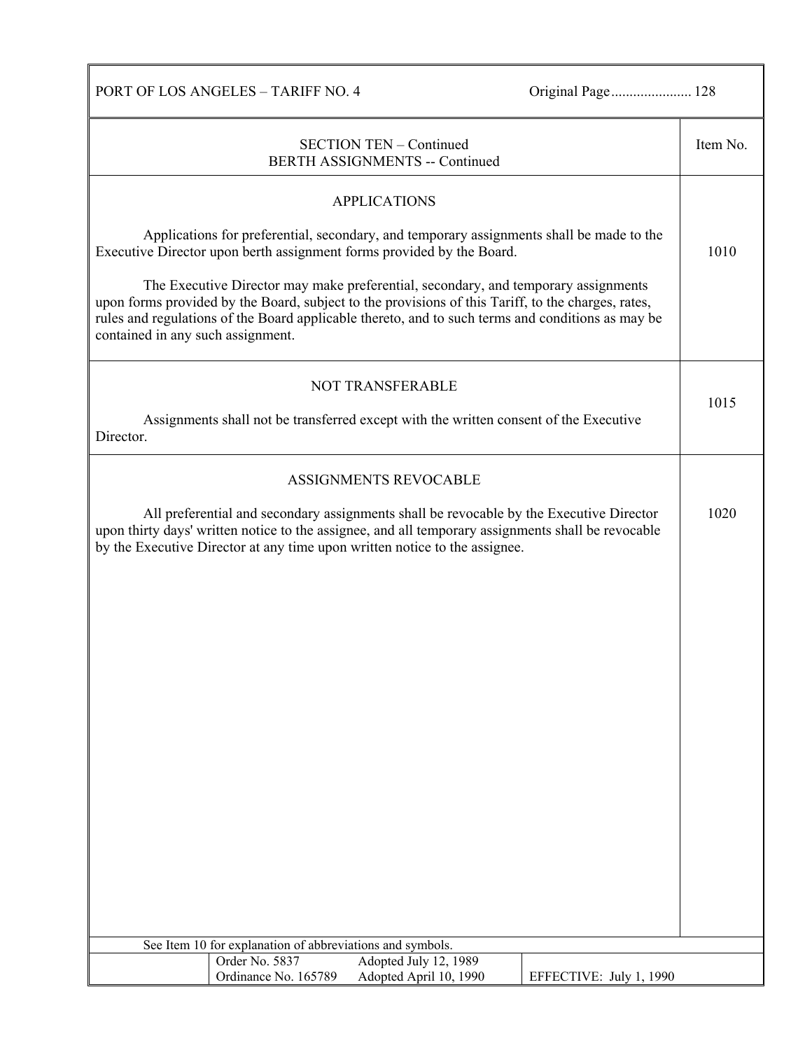## SECTION TEN – Continued
## BERTH ASSIGNMENTS -- Continued

### APPLICATIONS — Item No. 1010

Applications for preferential, secondary, and temporary assignments shall be made to the Executive Director upon berth assignment forms provided by the Board.

The Executive Director may make preferential, secondary, and temporary assignments upon forms provided by the Board, subject to the provisions of this Tariff, to the charges, rates, rules and regulations of the Board applicable thereto, and to such terms and conditions as may be contained in any such assignment.

### NOT TRANSFERABLE — Item No. 1015

Assignments shall not be transferred except with the written consent of the Executive Director.

### ASSIGNMENTS REVOCABLE — Item No. 1020

All preferential and secondary assignments shall be revocable by the Executive Director upon thirty days' written notice to the assignee, and all temporary assignments shall be revocable by the Executive Director at any time upon written notice to the assignee.

See Item 10 for explanation of abbreviations and symbols.

| Order No. 5837 | Adopted July 12, 1989 | |
|---|---|---|
| Ordinance No. 165789 | Adopted April 10, 1990 | EFFECTIVE: July 1, 1990 |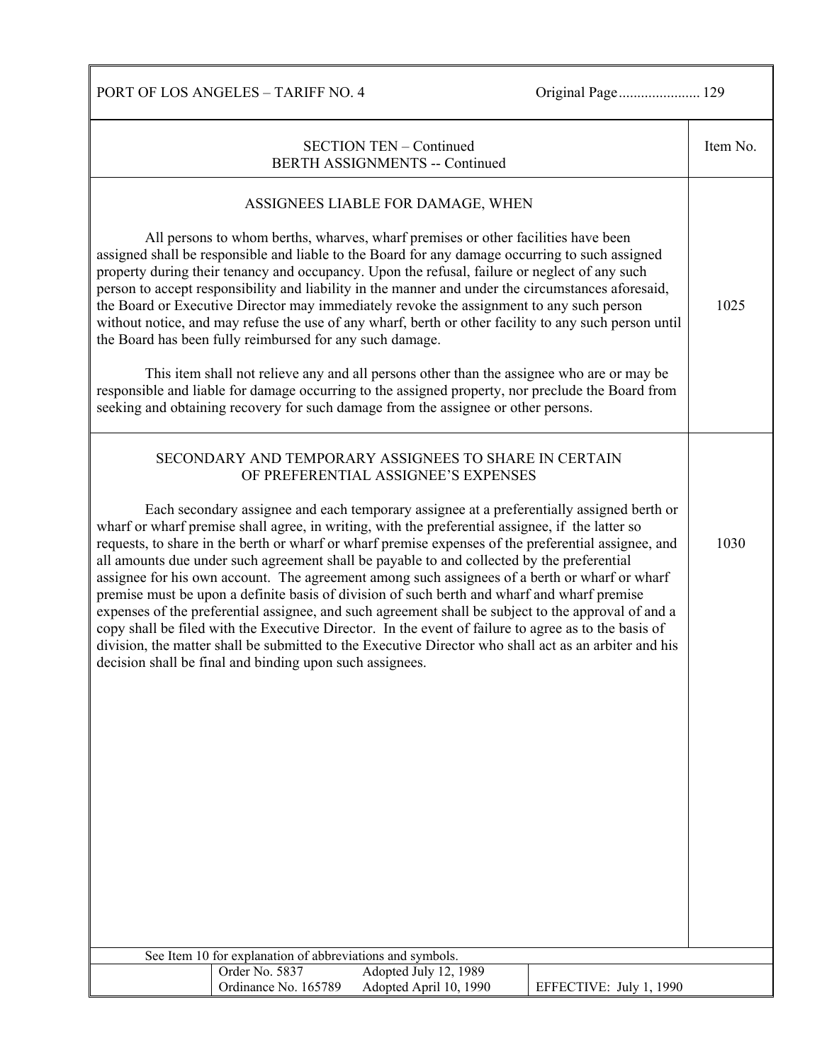## SECTION TEN – Continued
### BERTH ASSIGNMENTS -- Continued

### ASSIGNEES LIABLE FOR DAMAGE, WHEN

**Item No. 1025**

All persons to whom berths, wharves, wharf premises or other facilities have been assigned shall be responsible and liable to the Board for any damage occurring to such assigned property during their tenancy and occupancy. Upon the refusal, failure or neglect of any such person to accept responsibility and liability in the manner and under the circumstances aforesaid, the Board or Executive Director may immediately revoke the assignment to any such person without notice, and may refuse the use of any wharf, berth or other facility to any such person until the Board has been fully reimbursed for any such damage.

This item shall not relieve any and all persons other than the assignee who are or may be responsible and liable for damage occurring to the assigned property, nor preclude the Board from seeking and obtaining recovery for such damage from the assignee or other persons.

### SECONDARY AND TEMPORARY ASSIGNEES TO SHARE IN CERTAIN OF PREFERENTIAL ASSIGNEE'S EXPENSES

**Item No. 1030**

Each secondary assignee and each temporary assignee at a preferentially assigned berth or wharf or wharf premise shall agree, in writing, with the preferential assignee, if the latter so requests, to share in the berth or wharf or wharf premise expenses of the preferential assignee, and all amounts due under such agreement shall be payable to and collected by the preferential assignee for his own account. The agreement among such assignees of a berth or wharf or wharf premise must be upon a definite basis of division of such berth and wharf and wharf premise expenses of the preferential assignee, and such agreement shall be subject to the approval of and a copy shall be filed with the Executive Director. In the event of failure to agree as to the basis of division, the matter shall be submitted to the Executive Director who shall act as an arbiter and his decision shall be final and binding upon such assignees.

See Item 10 for explanation of abbreviations and symbols.

| Order No. 5837 | Adopted July 12, 1989 | |
|---|---|---|
| Ordinance No. 165789 | Adopted April 10, 1990 | EFFECTIVE: July 1, 1990 |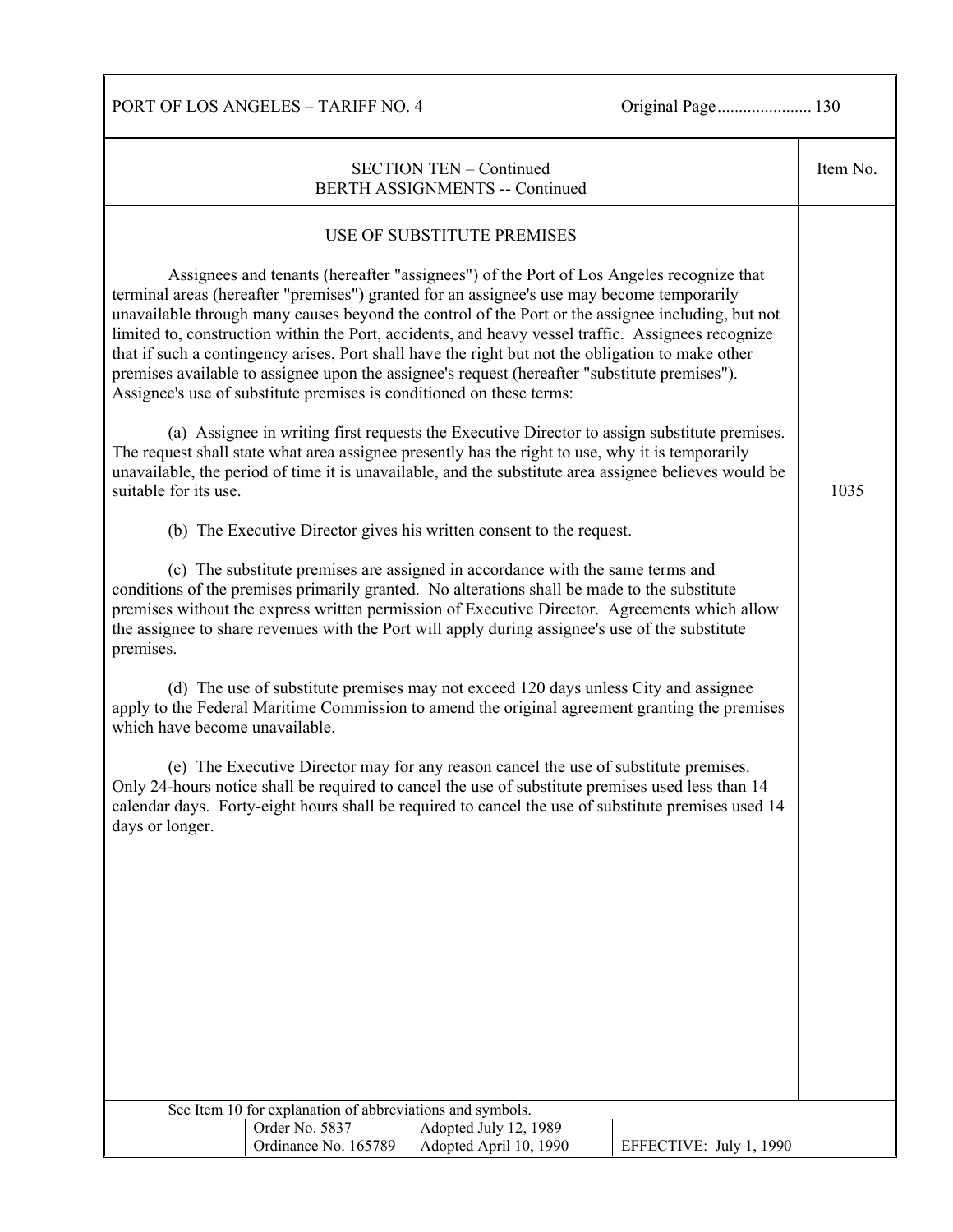SECTION TEN – Continued
BERTH ASSIGNMENTS -- Continued

Item No. 1035

## USE OF SUBSTITUTE PREMISES

Assignees and tenants (hereafter "assignees") of the Port of Los Angeles recognize that terminal areas (hereafter "premises") granted for an assignee's use may become temporarily unavailable through many causes beyond the control of the Port or the assignee including, but not limited to, construction within the Port, accidents, and heavy vessel traffic. Assignees recognize that if such a contingency arises, Port shall have the right but not the obligation to make other premises available to assignee upon the assignee's request (hereafter "substitute premises"). Assignee's use of substitute premises is conditioned on these terms:

(a) Assignee in writing first requests the Executive Director to assign substitute premises. The request shall state what area assignee presently has the right to use, why it is temporarily unavailable, the period of time it is unavailable, and the substitute area assignee believes would be suitable for its use.

(b) The Executive Director gives his written consent to the request.

(c) The substitute premises are assigned in accordance with the same terms and conditions of the premises primarily granted. No alterations shall be made to the substitute premises without the express written permission of Executive Director. Agreements which allow the assignee to share revenues with the Port will apply during assignee's use of the substitute premises.

(d) The use of substitute premises may not exceed 120 days unless City and assignee apply to the Federal Maritime Commission to amend the original agreement granting the premises which have become unavailable.

(e) The Executive Director may for any reason cancel the use of substitute premises. Only 24-hours notice shall be required to cancel the use of substitute premises used less than 14 calendar days. Forty-eight hours shall be required to cancel the use of substitute premises used 14 days or longer.

See Item 10 for explanation of abbreviations and symbols.

| | | |
|---|---|---|
| Order No. 5837 | Adopted July 12, 1989 | |
| Ordinance No. 165789 | Adopted April 10, 1990 | EFFECTIVE: July 1, 1990 |